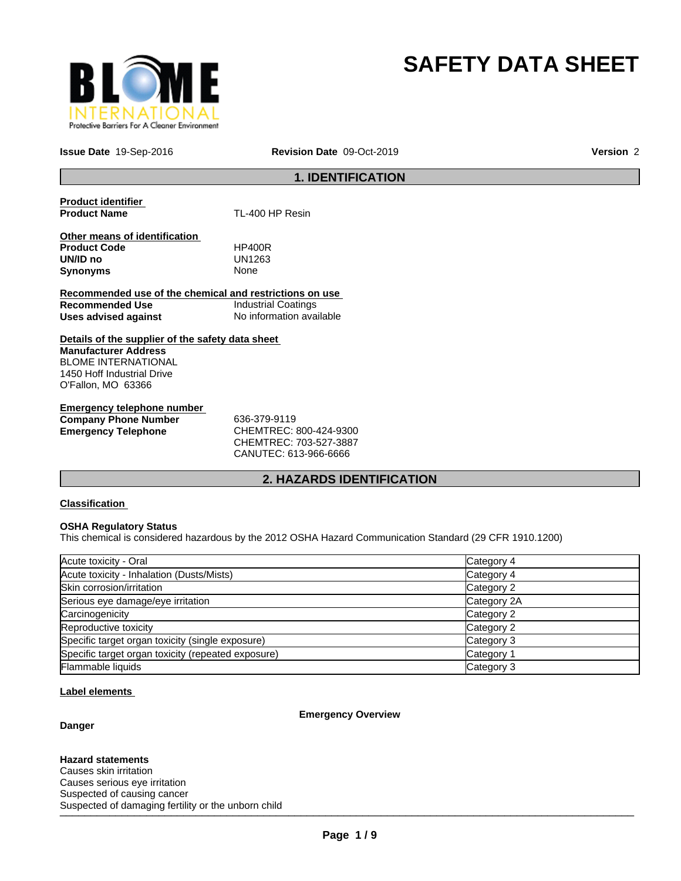# SAFETY DATA SHEET

**Issue Date** 19-Sep-2016 **Revision Date** 09-Oct-2019 **Version** 2

## 1. IDENTIFICATION

**Product identifier**

**Product Name** TL-400 HP Resin

**Other means of identification**

**Product Code** HP400R
**UN/ID no** UN1263
**Synonyms** None

**Recommended use of the chemical and restrictions on use**

**Recommended Use** Industrial Coatings
**Uses advised against** No information available

**Details of the supplier of the safety data sheet**

**Manufacturer Address**
BLOME INTERNATIONAL
1450 Hoff Industrial Drive
O'Fallon, MO 63366

**Emergency telephone number**

**Company Phone Number** 636-379-9119
**Emergency Telephone** CHEMTREC: 800-424-9300
CHEMTREC: 703-527-3887
CANUTEC: 613-966-6666

## 2. HAZARDS IDENTIFICATION

**Classification**

**OSHA Regulatory Status**
This chemical is considered hazardous by the 2012 OSHA Hazard Communication Standard (29 CFR 1910.1200)

| | |
|---|---|
| Acute toxicity - Oral | Category 4 |
| Acute toxicity - Inhalation (Dusts/Mists) | Category 4 |
| Skin corrosion/irritation | Category 2 |
| Serious eye damage/eye irritation | Category 2A |
| Carcinogenicity | Category 2 |
| Reproductive toxicity | Category 2 |
| Specific target organ toxicity (single exposure) | Category 3 |
| Specific target organ toxicity (repeated exposure) | Category 1 |
| Flammable liquids | Category 3 |

**Label elements**

**Emergency Overview**

**Danger**

**Hazard statements**
Causes skin irritation
Causes serious eye irritation
Suspected of causing cancer
Suspected of damaging fertility or the unborn child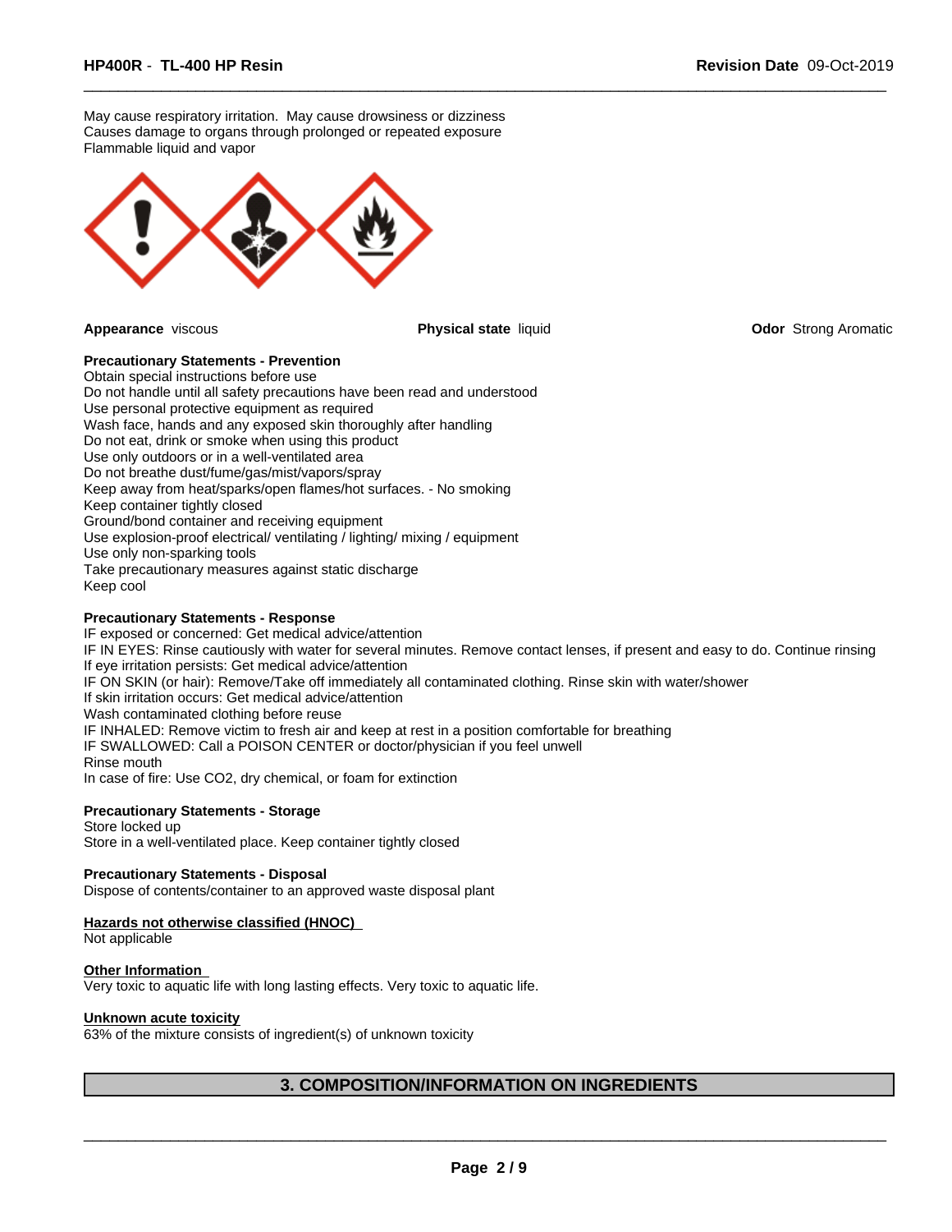May cause respiratory irritation. May cause drowsiness or dizziness
Causes damage to organs through prolonged or repeated exposure
Flammable liquid and vapor

**Appearance** viscous **Physical state** liquid **Odor** Strong Aromatic

**Precautionary Statements - Prevention**

Obtain special instructions before use
Do not handle until all safety precautions have been read and understood
Use personal protective equipment as required
Wash face, hands and any exposed skin thoroughly after handling
Do not eat, drink or smoke when using this product
Use only outdoors or in a well-ventilated area
Do not breathe dust/fume/gas/mist/vapors/spray
Keep away from heat/sparks/open flames/hot surfaces. - No smoking
Keep container tightly closed
Ground/bond container and receiving equipment
Use explosion-proof electrical/ ventilating / lighting/ mixing / equipment
Use only non-sparking tools
Take precautionary measures against static discharge
Keep cool

**Precautionary Statements - Response**

IF exposed or concerned: Get medical advice/attention
IF IN EYES: Rinse cautiously with water for several minutes. Remove contact lenses, if present and easy to do. Continue rinsing
If eye irritation persists: Get medical advice/attention
IF ON SKIN (or hair): Remove/Take off immediately all contaminated clothing. Rinse skin with water/shower
If skin irritation occurs: Get medical advice/attention
Wash contaminated clothing before reuse
IF INHALED: Remove victim to fresh air and keep at rest in a position comfortable for breathing
IF SWALLOWED: Call a POISON CENTER or doctor/physician if you feel unwell
Rinse mouth
In case of fire: Use CO2, dry chemical, or foam for extinction

**Precautionary Statements - Storage**

Store locked up
Store in a well-ventilated place. Keep container tightly closed

**Precautionary Statements - Disposal**

Dispose of contents/container to an approved waste disposal plant

**Hazards not otherwise classified (HNOC)**

Not applicable

**Other Information**

Very toxic to aquatic life with long lasting effects. Very toxic to aquatic life.

**Unknown acute toxicity**

63% of the mixture consists of ingredient(s) of unknown toxicity

## 3. COMPOSITION/INFORMATION ON INGREDIENTS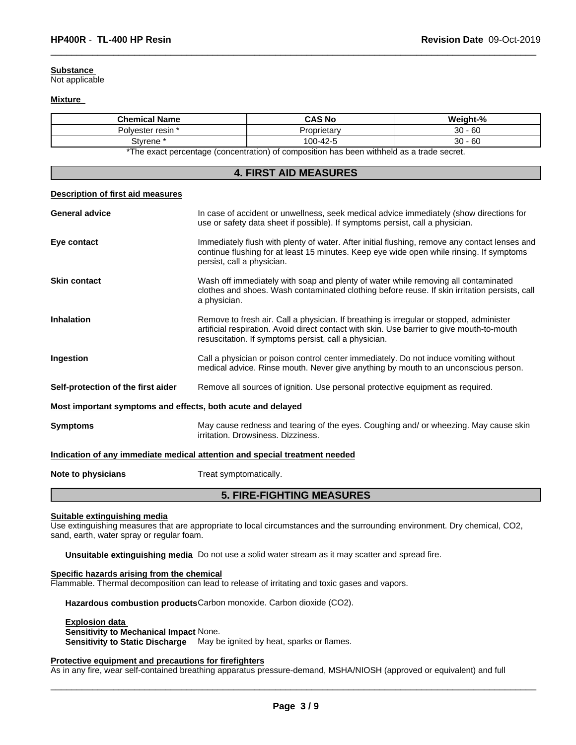**Substance**
Not applicable

**Mixture**

| Chemical Name | CAS No | Weight-% |
| --- | --- | --- |
| Polyester resin * | Proprietary | 30 - 60 |
| Styrene * | 100-42-5 | 30 - 60 |

*The exact percentage (concentration) of composition has been withheld as a trade secret.

## 4. FIRST AID MEASURES

**Description of first aid measures**

**General advice** In case of accident or unwellness, seek medical advice immediately (show directions for use or safety data sheet if possible). If symptoms persist, call a physician.

**Eye contact** Immediately flush with plenty of water. After initial flushing, remove any contact lenses and continue flushing for at least 15 minutes. Keep eye wide open while rinsing. If symptoms persist, call a physician.

**Skin contact** Wash off immediately with soap and plenty of water while removing all contaminated clothes and shoes. Wash contaminated clothing before reuse. If skin irritation persists, call a physician.

**Inhalation** Remove to fresh air. Call a physician. If breathing is irregular or stopped, administer artificial respiration. Avoid direct contact with skin. Use barrier to give mouth-to-mouth resuscitation. If symptoms persist, call a physician.

**Ingestion** Call a physician or poison control center immediately. Do not induce vomiting without medical advice. Rinse mouth. Never give anything by mouth to an unconscious person.

**Self-protection of the first aider** Remove all sources of ignition. Use personal protective equipment as required.

**Most important symptoms and effects, both acute and delayed**

**Symptoms** May cause redness and tearing of the eyes. Coughing and/ or wheezing. May cause skin irritation. Drowsiness. Dizziness.

**Indication of any immediate medical attention and special treatment needed**

**Note to physicians** Treat symptomatically.

## 5. FIRE-FIGHTING MEASURES

**Suitable extinguishing media**
Use extinguishing measures that are appropriate to local circumstances and the surrounding environment. Dry chemical, $CO_2$, sand, earth, water spray or regular foam.

**Unsuitable extinguishing media** Do not use a solid water stream as it may scatter and spread fire.

**Specific hazards arising from the chemical**
Flammable. Thermal decomposition can lead to release of irritating and toxic gases and vapors.

**Hazardous combustion products** Carbon monoxide. Carbon dioxide ($CO_2$).

**Explosion data**
**Sensitivity to Mechanical Impact** None.
**Sensitivity to Static Discharge** May be ignited by heat, sparks or flames.

**Protective equipment and precautions for firefighters**
As in any fire, wear self-contained breathing apparatus pressure-demand, MSHA/NIOSH (approved or equivalent) and full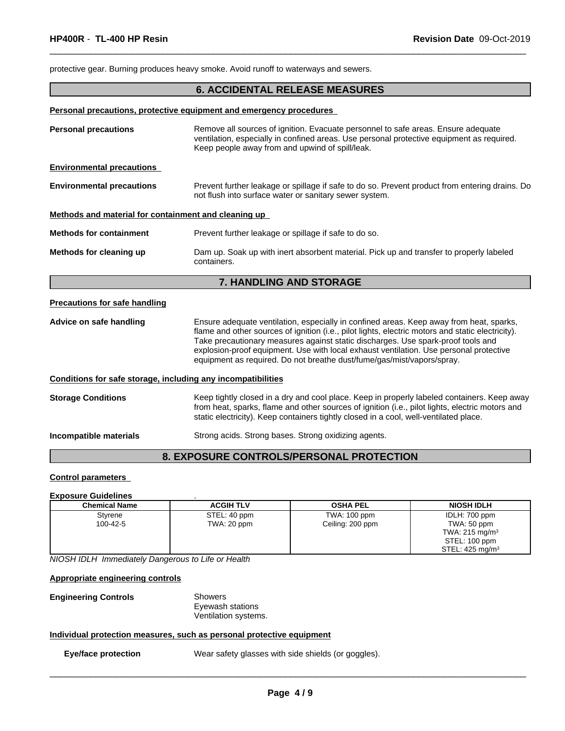protective gear. Burning produces heavy smoke. Avoid runoff to waterways and sewers.

## 6. ACCIDENTAL RELEASE MEASURES

**Personal precautions, protective equipment and emergency procedures**

**Personal precautions** Remove all sources of ignition. Evacuate personnel to safe areas. Ensure adequate ventilation, especially in confined areas. Use personal protective equipment as required. Keep people away from and upwind of spill/leak.

**Environmental precautions**

**Environmental precautions** Prevent further leakage or spillage if safe to do so. Prevent product from entering drains. Do not flush into surface water or sanitary sewer system.

**Methods and material for containment and cleaning up**

**Methods for containment** Prevent further leakage or spillage if safe to do so.

**Methods for cleaning up** Dam up. Soak up with inert absorbent material. Pick up and transfer to properly labeled containers.

## 7. HANDLING AND STORAGE

**Precautions for safe handling**

**Advice on safe handling** Ensure adequate ventilation, especially in confined areas. Keep away from heat, sparks, flame and other sources of ignition (i.e., pilot lights, electric motors and static electricity). Take precautionary measures against static discharges. Use spark-proof tools and explosion-proof equipment. Use with local exhaust ventilation. Use personal protective equipment as required. Do not breathe dust/fume/gas/mist/vapors/spray.

**Conditions for safe storage, including any incompatibilities**

**Storage Conditions** Keep tightly closed in a dry and cool place. Keep in properly labeled containers. Keep away from heat, sparks, flame and other sources of ignition (i.e., pilot lights, electric motors and static electricity). Keep containers tightly closed in a cool, well-ventilated place.

**Incompatible materials** Strong acids. Strong bases. Strong oxidizing agents.

## 8. EXPOSURE CONTROLS/PERSONAL PROTECTION

**Control parameters**

**Exposure Guidelines** .

| Chemical Name | ACGIH TLV | OSHA PEL | NIOSH IDLH |
|---|---|---|---|
| Styrene<br>100-42-5 | STEL: 40 ppm<br>TWA: 20 ppm | TWA: 100 ppm<br>Ceiling: 200 ppm | IDLH: 700 ppm<br>TWA: 50 ppm<br>TWA: 215 mg/m$^3$<br>STEL: 100 ppm<br>STEL: 425 mg/m$^3$ |

*NIOSH IDLH Immediately Dangerous to Life or Health*

**Appropriate engineering controls**

**Engineering Controls** Showers
Eyewash stations
Ventilation systems.

**Individual protection measures, such as personal protective equipment**

**Eye/face protection** Wear safety glasses with side shields (or goggles).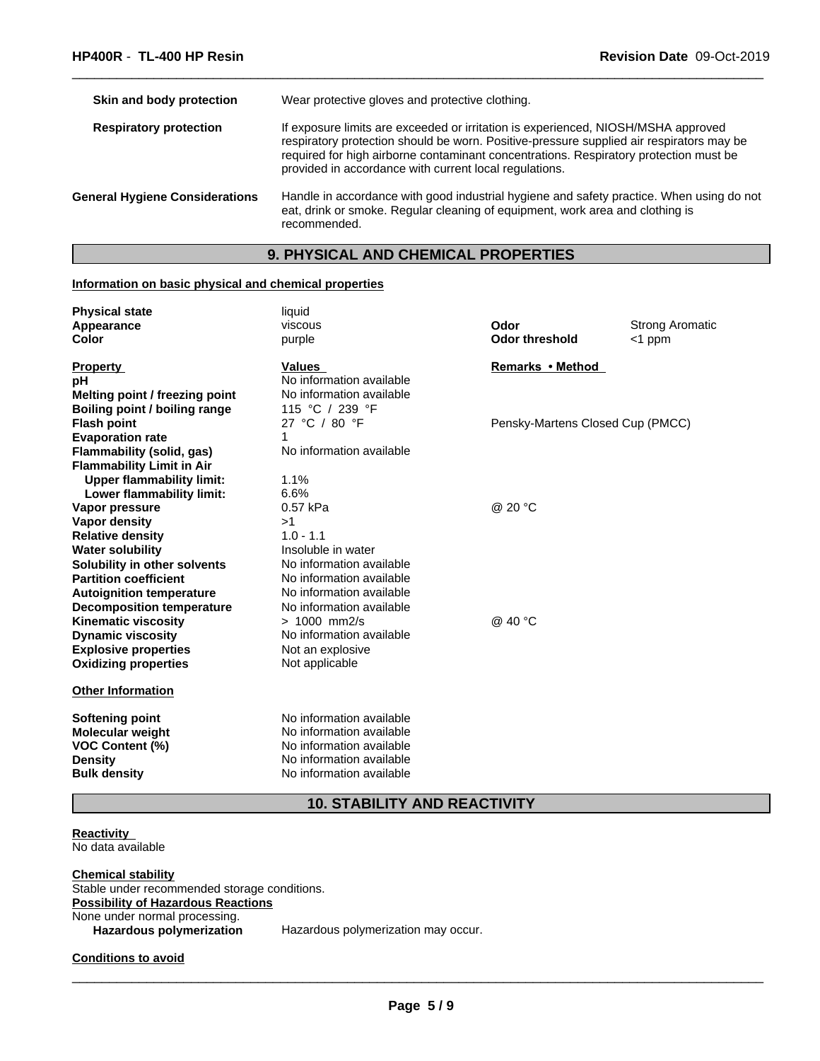| | |
|---|---|
| **Skin and body protection** | Wear protective gloves and protective clothing. |
| **Respiratory protection** | If exposure limits are exceeded or irritation is experienced, NIOSH/MSHA approved respiratory protection should be worn. Positive-pressure supplied air respirators may be required for high airborne contaminant concentrations. Respiratory protection must be provided in accordance with current local regulations. |
| **General Hygiene Considerations** | Handle in accordance with good industrial hygiene and safety practice. When using do not eat, drink or smoke. Regular cleaning of equipment, work area and clothing is recommended. |

## 9. PHYSICAL AND CHEMICAL PROPERTIES

**Information on basic physical and chemical properties**

| | | | |
|---|---|---|---|
| **Physical state** | liquid | | |
| **Appearance** | viscous | **Odor** | Strong Aromatic |
| **Color** | purple | **Odor threshold** | <1 ppm |

| **Property** | **Values** | **Remarks • Method** |
|---|---|---|
| **pH** | No information available | |
| **Melting point / freezing point** | No information available | |
| **Boiling point / boiling range** | 115 °C / 239 °F | |
| **Flash point** | 27 °C / 80 °F | Pensky-Martens Closed Cup (PMCC) |
| **Evaporation rate** | 1 | |
| **Flammability (solid, gas)** | No information available | |
| **Flammability Limit in Air** | | |
| **Upper flammability limit:** | 1.1% | |
| **Lower flammability limit:** | 6.6% | |
| **Vapor pressure** | 0.57 kPa | @ 20 °C |
| **Vapor density** | >1 | |
| **Relative density** | 1.0 - 1.1 | |
| **Water solubility** | Insoluble in water | |
| **Solubility in other solvents** | No information available | |
| **Partition coefficient** | No information available | |
| **Autoignition temperature** | No information available | |
| **Decomposition temperature** | No information available | |
| **Kinematic viscosity** | > 1000 mm2/s | @ 40 °C |
| **Dynamic viscosity** | No information available | |
| **Explosive properties** | Not an explosive | |
| **Oxidizing properties** | Not applicable | |

**Other Information**

| | |
|---|---|
| **Softening point** | No information available |
| **Molecular weight** | No information available |
| **VOC Content (%)** | No information available |
| **Density** | No information available |
| **Bulk density** | No information available |

## 10. STABILITY AND REACTIVITY

**Reactivity**
No data available

**Chemical stability**
Stable under recommended storage conditions.

**Possibility of Hazardous Reactions**
None under normal processing.

**Hazardous polymerization** Hazardous polymerization may occur.

**Conditions to avoid**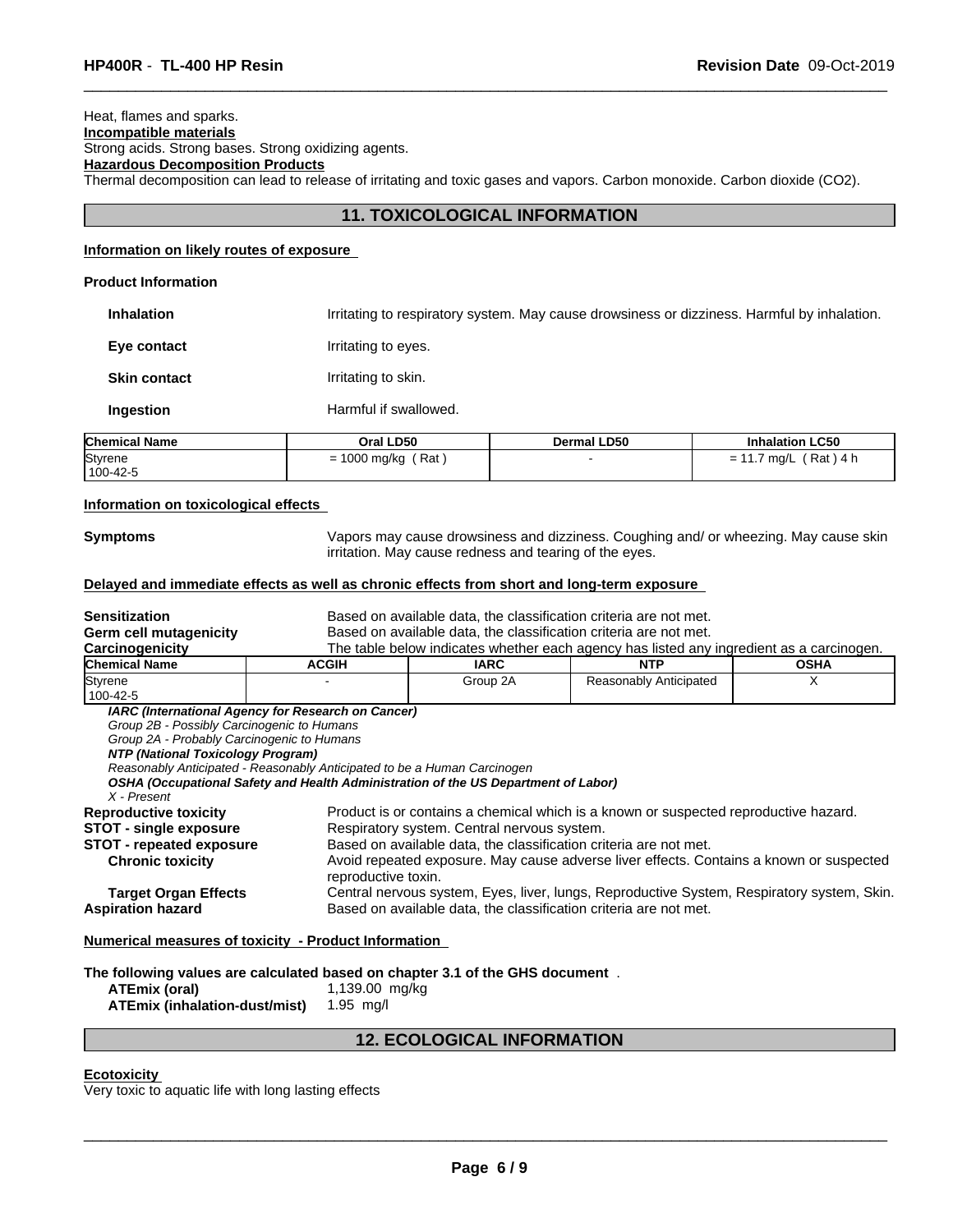Heat, flames and sparks.

**Incompatible materials**

Strong acids. Strong bases. Strong oxidizing agents.

**Hazardous Decomposition Products**

Thermal decomposition can lead to release of irritating and toxic gases and vapors. Carbon monoxide. Carbon dioxide ($CO_2$).

## 11. TOXICOLOGICAL INFORMATION

**Information on likely routes of exposure**

**Product Information**

**Inhalation** Irritating to respiratory system. May cause drowsiness or dizziness. Harmful by inhalation.

**Eye contact** Irritating to eyes.

**Skin contact** Irritating to skin.

**Ingestion** Harmful if swallowed.

| Chemical Name | Oral LD50 | Dermal LD50 | Inhalation LC50 |
|---|---|---|---|
| Styrene<br>100-42-5 | = 1000 mg/kg ( Rat ) | - | = 11.7 mg/L ( Rat ) 4 h |

**Information on toxicological effects**

**Symptoms** Vapors may cause drowsiness and dizziness. Coughing and/ or wheezing. May cause skin irritation. May cause redness and tearing of the eyes.

**Delayed and immediate effects as well as chronic effects from short and long-term exposure**

**Sensitization** Based on available data, the classification criteria are not met.

**Germ cell mutagenicity** Based on available data, the classification criteria are not met.

**Carcinogenicity** The table below indicates whether each agency has listed any ingredient as a carcinogen.

| Chemical Name | ACGIH | IARC | NTP | OSHA |
|---|---|---|---|---|
| Styrene<br>100-42-5 | - | Group 2A | Reasonably Anticipated | X |

***IARC (International Agency for Research on Cancer)***
*Group 2B - Possibly Carcinogenic to Humans*
*Group 2A - Probably Carcinogenic to Humans*
***NTP (National Toxicology Program)***
*Reasonably Anticipated - Reasonably Anticipated to be a Human Carcinogen*
***OSHA (Occupational Safety and Health Administration of the US Department of Labor)***
*X - Present*

**Reproductive toxicity** Product is or contains a chemical which is a known or suspected reproductive hazard.

**STOT - single exposure** Respiratory system. Central nervous system.

**STOT - repeated exposure** Based on available data, the classification criteria are not met.

**Chronic toxicity** Avoid repeated exposure. May cause adverse liver effects. Contains a known or suspected reproductive toxin.

**Target Organ Effects** Central nervous system, Eyes, liver, lungs, Reproductive System, Respiratory system, Skin.

**Aspiration hazard** Based on available data, the classification criteria are not met.

**Numerical measures of toxicity - Product Information**

**The following values are calculated based on chapter 3.1 of the GHS document** .

**ATEmix (oral)** 1,139.00 mg/kg

**ATEmix (inhalation-dust/mist)** 1.95 mg/l

## 12. ECOLOGICAL INFORMATION

**Ecotoxicity**

Very toxic to aquatic life with long lasting effects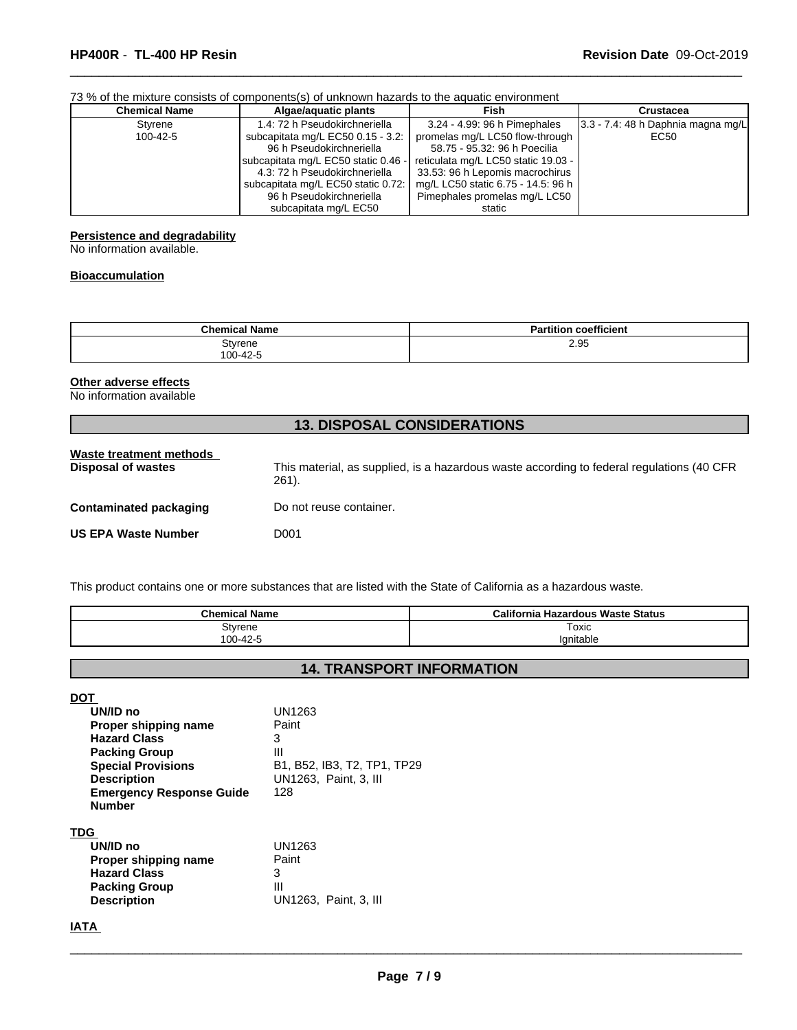73 % of the mixture consists of components(s) of unknown hazards to the aquatic environment

| Chemical Name | Algae/aquatic plants | Fish | Crustacea |
|---|---|---|---|
| Styrene<br>100-42-5 | 1.4: 72 h Pseudokirchneriella subcapitata mg/L EC50 0.15 - 3.2: 96 h Pseudokirchneriella subcapitata mg/L EC50 static 0.46 - 4.3: 72 h Pseudokirchneriella subcapitata mg/L EC50 static 0.72: 96 h Pseudokirchneriella subcapitata mg/L EC50 | 3.24 - 4.99: 96 h Pimephales promelas mg/L LC50 flow-through 58.75 - 95.32: 96 h Poecilia reticulata mg/L LC50 static 19.03 - 33.53: 96 h Lepomis macrochirus mg/L LC50 static 6.75 - 14.5: 96 h Pimephales promelas mg/L LC50 static | 3.3 - 7.4: 48 h Daphnia magna mg/L EC50 |

**Persistence and degradability**
No information available.

**Bioaccumulation**

| Chemical Name | Partition coefficient |
|---|---|
| Styrene<br>100-42-5 | 2.95 |

**Other adverse effects**
No information available

## 13. DISPOSAL CONSIDERATIONS

**Waste treatment methods**

**Disposal of wastes** This material, as supplied, is a hazardous waste according to federal regulations (40 CFR 261).

**Contaminated packaging** Do not reuse container.

**US EPA Waste Number** D001

This product contains one or more substances that are listed with the State of California as a hazardous waste.

| Chemical Name | California Hazardous Waste Status |
|---|---|
| Styrene<br>100-42-5 | Toxic<br>Ignitable |

## 14. TRANSPORT INFORMATION

**DOT**

**UN/ID no** UN1263
**Proper shipping name** Paint
**Hazard Class** 3
**Packing Group** III
**Special Provisions** B1, B52, IB3, T2, TP1, TP29
**Description** UN1263, Paint, 3, III
**Emergency Response Guide Number** 128

**TDG**

**UN/ID no** UN1263
**Proper shipping name** Paint
**Hazard Class** 3
**Packing Group** III
**Description** UN1263, Paint, 3, III

**IATA**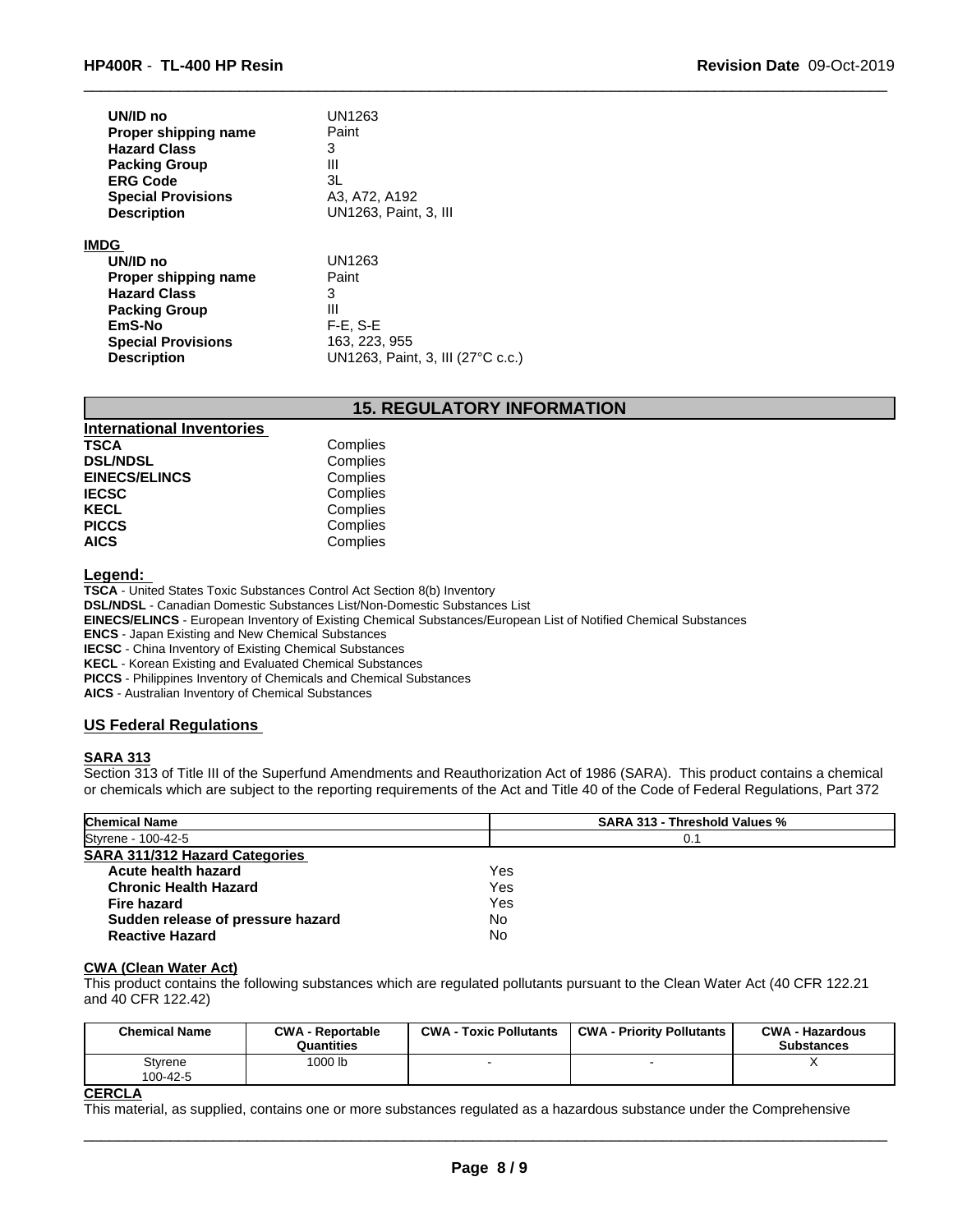| | |
|---|---|
| **UN/ID no** | UN1263 |
| **Proper shipping name** | Paint |
| **Hazard Class** | 3 |
| **Packing Group** | III |
| **ERG Code** | 3L |
| **Special Provisions** | A3, A72, A192 |
| **Description** | UN1263, Paint, 3, III |

**IMDG**

| | |
|---|---|
| **UN/ID no** | UN1263 |
| **Proper shipping name** | Paint |
| **Hazard Class** | 3 |
| **Packing Group** | III |
| **EmS-No** | F-E, S-E |
| **Special Provisions** | 163, 223, 955 |
| **Description** | UN1263, Paint, 3, III (27°C c.c.) |

## 15. REGULATORY INFORMATION

**International Inventories**

| | |
|---|---|
| **TSCA** | Complies |
| **DSL/NDSL** | Complies |
| **EINECS/ELINCS** | Complies |
| **IECSC** | Complies |
| **KECL** | Complies |
| **PICCS** | Complies |
| **AICS** | Complies |

**Legend:**

**TSCA** - United States Toxic Substances Control Act Section 8(b) Inventory
**DSL/NDSL** - Canadian Domestic Substances List/Non-Domestic Substances List
**EINECS/ELINCS** - European Inventory of Existing Chemical Substances/European List of Notified Chemical Substances
**ENCS** - Japan Existing and New Chemical Substances
**IECSC** - China Inventory of Existing Chemical Substances
**KECL** - Korean Existing and Evaluated Chemical Substances
**PICCS** - Philippines Inventory of Chemicals and Chemical Substances
**AICS** - Australian Inventory of Chemical Substances

### US Federal Regulations

**SARA 313**

Section 313 of Title III of the Superfund Amendments and Reauthorization Act of 1986 (SARA). This product contains a chemical or chemicals which are subject to the reporting requirements of the Act and Title 40 of the Code of Federal Regulations, Part 372

| Chemical Name | SARA 313 - Threshold Values % |
|---|---|
| Styrene - 100-42-5 | 0.1 |

**SARA 311/312 Hazard Categories**

| | |
|---|---|
| **Acute health hazard** | Yes |
| **Chronic Health Hazard** | Yes |
| **Fire hazard** | Yes |
| **Sudden release of pressure hazard** | No |
| **Reactive Hazard** | No |

**CWA (Clean Water Act)**

This product contains the following substances which are regulated pollutants pursuant to the Clean Water Act (40 CFR 122.21 and 40 CFR 122.42)

| Chemical Name | CWA - Reportable Quantities | CWA - Toxic Pollutants | CWA - Priority Pollutants | CWA - Hazardous Substances |
|---|---|---|---|---|
| Styrene 100-42-5 | 1000 lb | - | - | X |

**CERCLA**

This material, as supplied, contains one or more substances regulated as a hazardous substance under the Comprehensive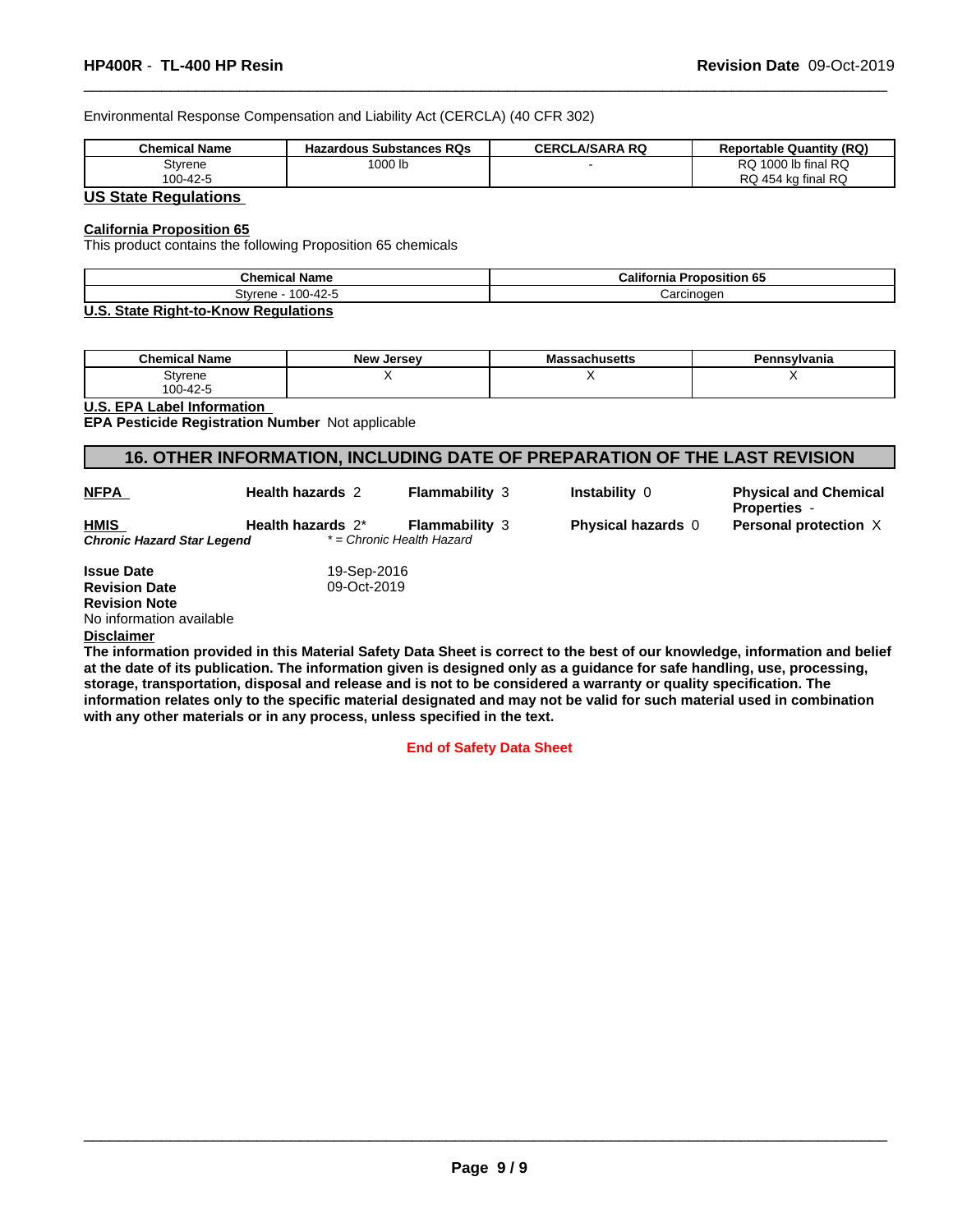Environmental Response Compensation and Liability Act (CERCLA) (40 CFR 302)

| Chemical Name | Hazardous Substances RQs | CERCLA/SARA RQ | Reportable Quantity (RQ) |
|---|---|---|---|
| Styrene<br>100-42-5 | 1000 lb | - | RQ 1000 lb final RQ<br>RQ 454 kg final RQ |

## US State Regulations

**California Proposition 65**
This product contains the following Proposition 65 chemicals

| Chemical Name | California Proposition 65 |
|---|---|
| Styrene - 100-42-5 | Carcinogen |

**U.S. State Right-to-Know Regulations**

| Chemical Name | New Jersey | Massachusetts | Pennsylvania |
|---|---|---|---|
| Styrene<br>100-42-5 | X | X | X |

**U.S. EPA Label Information**
**EPA Pesticide Registration Number** Not applicable

## 16. OTHER INFORMATION, INCLUDING DATE OF PREPARATION OF THE LAST REVISION

| | | | | |
|---|---|---|---|---|
| **NFPA** | **Health hazards** 2 | **Flammability** 3 | **Instability** 0 | **Physical and Chemical Properties** - |
| **HMIS** | **Health hazards** 2* | **Flammability** 3 | **Physical hazards** 0 | **Personal protection** X |

***Chronic Hazard Star Legend*** *\* = Chronic Health Hazard*

**Issue Date** 19-Sep-2016
**Revision Date** 09-Oct-2019
**Revision Note**
No information available

**Disclaimer**
**The information provided in this Material Safety Data Sheet is correct to the best of our knowledge, information and belief at the date of its publication. The information given is designed only as a guidance for safe handling, use, processing, storage, transportation, disposal and release and is not to be considered a warranty or quality specification. The information relates only to the specific material designated and may not be valid for such material used in combination with any other materials or in any process, unless specified in the text.**

**End of Safety Data Sheet**